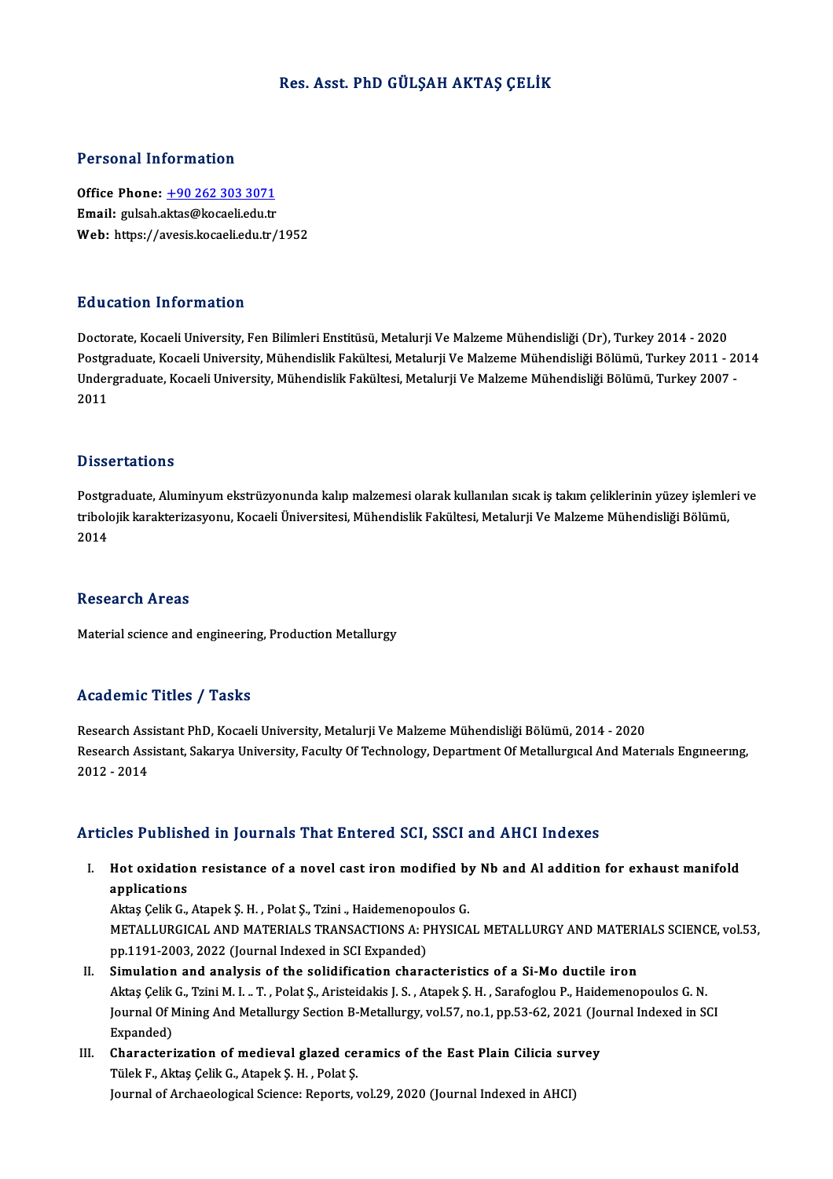# Res. Asst. PhD GÜLŞAH AKTAŞ ÇELİK

## Personal Information

**Office Phone:** +90 262 303 3071
**Email:** gulsah.aktas@kocaeli.edu.tr
**Web:** https://avesis.kocaeli.edu.tr/1952

## Education Information

Doctorate, Kocaeli University, Fen Bilimleri Enstitüsü, Metalurji Ve Malzeme Mühendisliği (Dr), Turkey 2014 - 2020
Postgraduate, Kocaeli University, Mühendislik Fakültesi, Metalurji Ve Malzeme Mühendisliği Bölümü, Turkey 2011 - 2014
Undergraduate, Kocaeli University, Mühendislik Fakültesi, Metalurji Ve Malzeme Mühendisliği Bölümü, Turkey 2007 - 2011

## Dissertations

Postgraduate, Aluminyum ekstrüzyonunda kalıp malzemesi olarak kullanılan sıcak iş takım çeliklerinin yüzey işlemleri ve tribolojik karakterizasyonu, Kocaeli Üniversitesi, Mühendislik Fakültesi, Metalurji Ve Malzeme Mühendisliği Bölümü, 2014

## Research Areas

Material science and engineering, Production Metallurgy

## Academic Titles / Tasks

Research Assistant PhD, Kocaeli University, Metalurji Ve Malzeme Mühendisliği Bölümü, 2014 - 2020
Research Assistant, Sakarya University, Faculty Of Technology, Department Of Metallurgıcal And Materıals Engıneerıng, 2012 - 2014

## Articles Published in Journals That Entered SCI, SSCI and AHCI Indexes

I. **Hot oxidation resistance of a novel cast iron modified by Nb and Al addition for exhaust manifold applications**
   Aktaş Çelik G., Atapek Ş. H. , Polat Ş., Tzini ., Haidemenopoulos G.
   METALLURGICAL AND MATERIALS TRANSACTIONS A: PHYSICAL METALLURGY AND MATERIALS SCIENCE, vol.53, pp.1191-2003, 2022 (Journal Indexed in SCI Expanded)

II. **Simulation and analysis of the solidification characteristics of a Si-Mo ductile iron**
   Aktaş Çelik G., Tzini M. I. .. T. , Polat Ş., Aristeidakis J. S. , Atapek Ş. H. , Sarafoglou P., Haidemenopoulos G. N.
   Journal Of Mining And Metallurgy Section B-Metallurgy, vol.57, no.1, pp.53-62, 2021 (Journal Indexed in SCI Expanded)

III. **Characterization of medieval glazed ceramics of the East Plain Cilicia survey**
   Tülek F., Aktaş Çelik G., Atapek Ş. H. , Polat Ş.
   Journal of Archaeological Science: Reports, vol.29, 2020 (Journal Indexed in AHCI)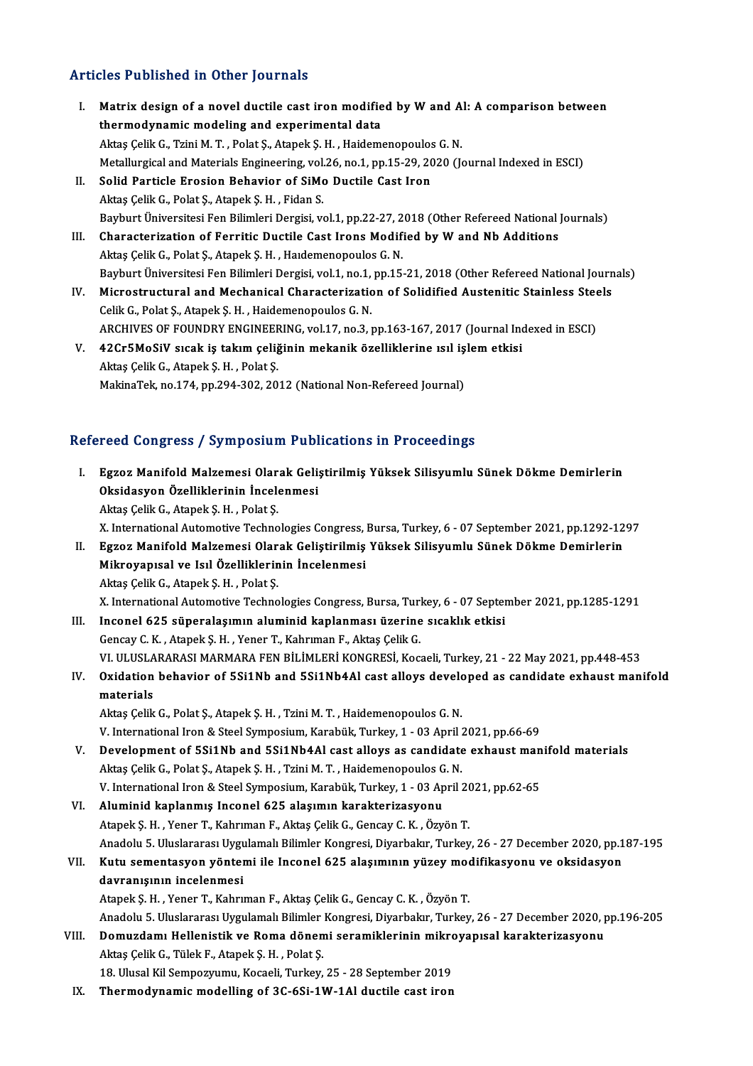## Articles Published in Other Journals

I. **Matrix design of a novel ductile cast iron modified by W and Al: A comparison between thermodynamic modeling and experimental data**
   Aktaş Çelik G., Tzini M. T. , Polat Ş., Atapek Ş. H. , Haidemenopoulos G. N.
   Metallurgical and Materials Engineering, vol.26, no.1, pp.15-29, 2020 (Journal Indexed in ESCI)

II. **Solid Particle Erosion Behavior of SiMo Ductile Cast Iron**
   Aktaş Çelik G., Polat Ş., Atapek Ş. H. , Fidan S.
   Bayburt Üniversitesi Fen Bilimleri Dergisi, vol.1, pp.22-27, 2018 (Other Refereed National Journals)

III. **Characterization of Ferritic Ductile Cast Irons Modified by W and Nb Additions**
   Aktaş Çelik G., Polat Ş., Atapek Ş. H. , Haıdemenopoulos G. N.
   Bayburt Üniversitesi Fen Bilimleri Dergisi, vol.1, no.1, pp.15-21, 2018 (Other Refereed National Journals)

IV. **Microstructural and Mechanical Characterization of Solidified Austenitic Stainless Steels**
   Celik G., Polat Ş., Atapek Ş. H. , Haidemenopoulos G. N.
   ARCHIVES OF FOUNDRY ENGINEERING, vol.17, no.3, pp.163-167, 2017 (Journal Indexed in ESCI)

V. **42Cr5MoSiV sıcak iş takım çeliğinin mekanik özelliklerine ısıl işlem etkisi**
   Aktaş Çelik G., Atapek Ş. H. , Polat Ş.
   MakinaTek, no.174, pp.294-302, 2012 (National Non-Refereed Journal)

## Refereed Congress / Symposium Publications in Proceedings

I. **Egzoz Manifold Malzemesi Olarak Geliştirilmiş Yüksek Silisyumlu Sünek Dökme Demirlerin Oksidasyon Özelliklerinin İncelenmesi**
   Aktaş Çelik G., Atapek Ş. H. , Polat Ş.
   X. International Automotive Technologies Congress, Bursa, Turkey, 6 - 07 September 2021, pp.1292-1297

II. **Egzoz Manifold Malzemesi Olarak Geliştirilmiş Yüksek Silisyumlu Sünek Dökme Demirlerin Mikroyapısal ve Isıl Özelliklerinin İncelenmesi**
   Aktaş Çelik G., Atapek Ş. H. , Polat Ş.
   X. International Automotive Technologies Congress, Bursa, Turkey, 6 - 07 September 2021, pp.1285-1291

III. **Inconel 625 süperalaşımın aluminid kaplanması üzerine sıcaklık etkisi**
   Gencay C. K. , Atapek Ş. H. , Yener T., Kahrıman F., Aktaş Çelik G.
   VI. ULUSLARARASI MARMARA FEN BİLİMLERİ KONGRESİ, Kocaeli, Turkey, 21 - 22 May 2021, pp.448-453

IV. **Oxidation behavior of 5Si1Nb and 5Si1Nb4Al cast alloys developed as candidate exhaust manifold materials**
   Aktaş Çelik G., Polat Ş., Atapek Ş. H. , Tzini M. T. , Haidemenopoulos G. N.
   V. International Iron & Steel Symposium, Karabük, Turkey, 1 - 03 April 2021, pp.66-69

V. **Development of 5Si1Nb and 5Si1Nb4Al cast alloys as candidate exhaust manifold materials**
   Aktaş Çelik G., Polat Ş., Atapek Ş. H. , Tzini M. T. , Haidemenopoulos G. N.
   V. International Iron & Steel Symposium, Karabük, Turkey, 1 - 03 April 2021, pp.62-65

VI. **Aluminid kaplanmış Inconel 625 alaşımın karakterizasyonu**
   Atapek Ş. H. , Yener T., Kahrıman F., Aktaş Çelik G., Gencay C. K. , Özyön T.
   Anadolu 5. Uluslararası Uygulamalı Bilimler Kongresi, Diyarbakır, Turkey, 26 - 27 December 2020, pp.187-195

VII. **Kutu sementasyon yöntemi ile Inconel 625 alaşımının yüzey modifikasyonu ve oksidasyon davranışının incelenmesi**
   Atapek Ş. H. , Yener T., Kahrıman F., Aktaş Çelik G., Gencay C. K. , Özyön T.
   Anadolu 5. Uluslararası Uygulamalı Bilimler Kongresi, Diyarbakır, Turkey, 26 - 27 December 2020, pp.196-205

VIII. **Domuzdamı Hellenistik ve Roma dönemi seramiklerinin mikroyapısal karakterizasyonu**
   Aktaş Çelik G., Tülek F., Atapek Ş. H. , Polat Ş.
   18. Ulusal Kil Sempozyumu, Kocaeli, Turkey, 25 - 28 September 2019

IX. **Thermodynamic modelling of 3C-6Si-1W-1Al ductile cast iron**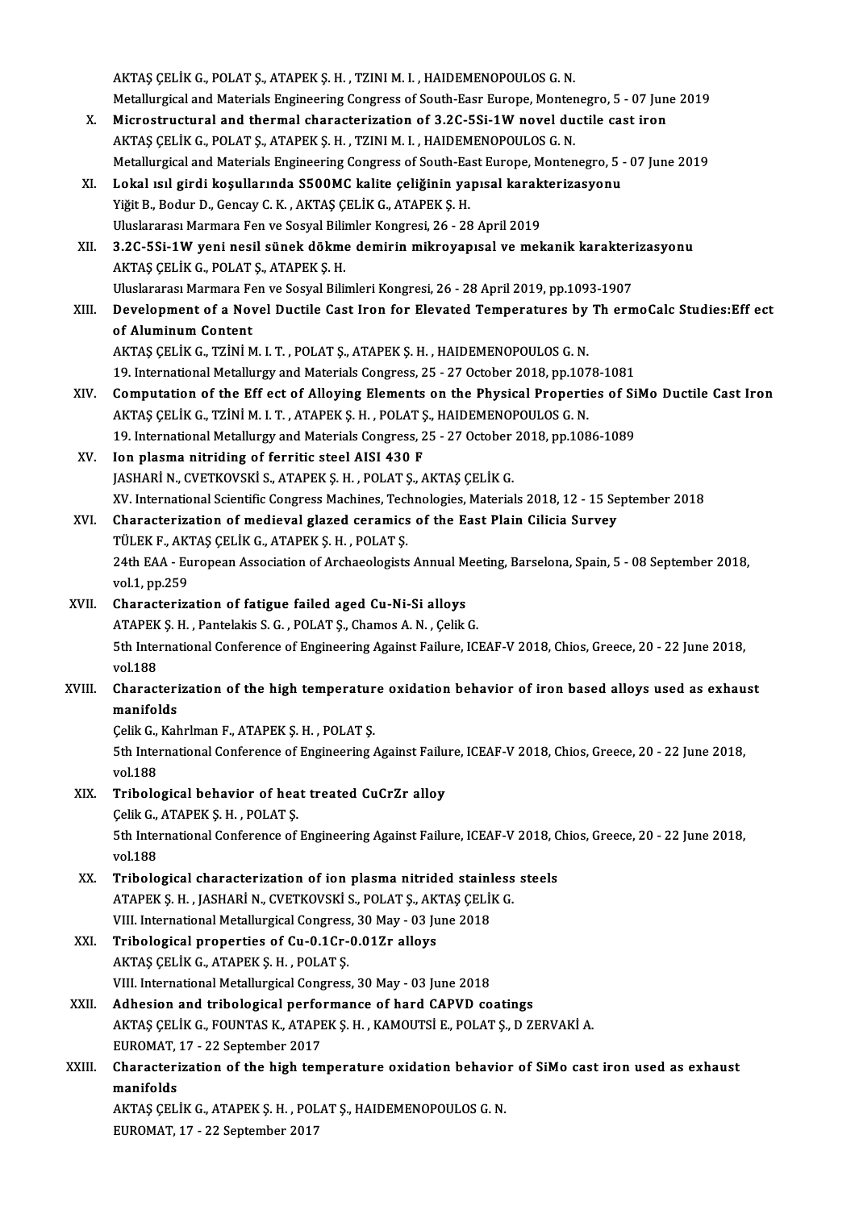AKTAŞ ÇELİK G., POLAT Ş., ATAPEK Ş. H. , TZINI M. I. , HAIDEMENOPOULOS G. N.
Metallurgical and Materials Engineering Congress of South-Easr Europe, Montenegro, 5 - 07 June 2019

X. **Microstructural and thermal characterization of 3.2C-5Si-1W novel ductile cast iron**
AKTAŞ ÇELİK G., POLAT Ş., ATAPEK Ş. H. , TZINI M. I. , HAIDEMENOPOULOS G. N.
Metallurgical and Materials Engineering Congress of South-East Europe, Montenegro, 5 - 07 June 2019

XI. **Lokal ısıl girdi koşullarında S500MC kalite çeliğinin yapısal karakterizasyonu**
Yiğit B., Bodur D., Gencay C. K. , AKTAŞ ÇELİK G., ATAPEK Ş. H.
Uluslararası Marmara Fen ve Sosyal Bilimler Kongresi, 26 - 28 April 2019

XII. **3.2C-5Si-1W yeni nesil sünek dökme demirin mikroyapısal ve mekanik karakterizasyonu**
AKTAŞ ÇELİK G., POLAT Ş., ATAPEK Ş. H.
Uluslararası Marmara Fen ve Sosyal Bilimleri Kongresi, 26 - 28 April 2019, pp.1093-1907

XIII. **Development of a Novel Ductile Cast Iron for Elevated Temperatures by Th ermoCalc Studies:Eff ect of Aluminum Content**
AKTAŞ ÇELİK G., TZİNİ M. I. T. , POLAT Ş., ATAPEK Ş. H. , HAIDEMENOPOULOS G. N.
19. International Metallurgy and Materials Congress, 25 - 27 October 2018, pp.1078-1081

XIV. **Computation of the Eff ect of Alloying Elements on the Physical Properties of SiMo Ductile Cast Iron**
AKTAŞ ÇELİK G., TZİNİ M. I. T. , ATAPEK Ş. H. , POLAT Ş., HAIDEMENOPOULOS G. N.
19. International Metallurgy and Materials Congress, 25 - 27 October 2018, pp.1086-1089

XV. **Ion plasma nitriding of ferritic steel AISI 430 F**
JASHARİ N., CVETKOVSKİ S., ATAPEK Ş. H. , POLAT Ş., AKTAŞ ÇELİK G.
XV. International Scientific Congress Machines, Technologies, Materials 2018, 12 - 15 September 2018

XVI. **Characterization of medieval glazed ceramics of the East Plain Cilicia Survey**
TÜLEK F., AKTAŞ ÇELİK G., ATAPEK Ş. H. , POLAT Ş.
24th EAA - European Association of Archaeologists Annual Meeting, Barselona, Spain, 5 - 08 September 2018, vol.1, pp.259

XVII. **Characterization of fatigue failed aged Cu-Ni-Si alloys**
ATAPEK Ş. H. , Pantelakis S. G. , POLAT Ş., Chamos A. N. , Çelik G.
5th International Conference of Engineering Against Failure, ICEAF-V 2018, Chios, Greece, 20 - 22 June 2018, vol.188

XVIII. **Characterization of the high temperature oxidation behavior of iron based alloys used as exhaust manifolds**
Çelik G., Kahrlman F., ATAPEK Ş. H. , POLAT Ş.
5th International Conference of Engineering Against Failure, ICEAF-V 2018, Chios, Greece, 20 - 22 June 2018, vol.188

XIX. **Tribological behavior of heat treated CuCrZr alloy**
Çelik G., ATAPEK Ş. H. , POLAT Ş.
5th International Conference of Engineering Against Failure, ICEAF-V 2018, Chios, Greece, 20 - 22 June 2018, vol.188

XX. **Tribological characterization of ion plasma nitrided stainless steels**
ATAPEK Ş. H. , JASHARİ N., CVETKOVSKİ S., POLAT Ş., AKTAŞ ÇELİK G.
VIII. International Metallurgical Congress, 30 May - 03 June 2018

XXI. **Tribological properties of Cu-0.1Cr-0.01Zr alloys**
AKTAŞ ÇELİK G., ATAPEK Ş. H. , POLAT Ş.
VIII. International Metallurgical Congress, 30 May - 03 June 2018

XXII. **Adhesion and tribological performance of hard CAPVD coatings**
AKTAŞ ÇELİK G., FOUNTAS K., ATAPEK Ş. H. , KAMOUTSİ E., POLAT Ş., D ZERVAKİ A.
EUROMAT, 17 - 22 September 2017

XXIII. **Characterization of the high temperature oxidation behavior of SiMo cast iron used as exhaust manifolds**
AKTAŞ ÇELİK G., ATAPEK Ş. H. , POLAT Ş., HAIDEMENOPOULOS G. N.
EUROMAT, 17 - 22 September 2017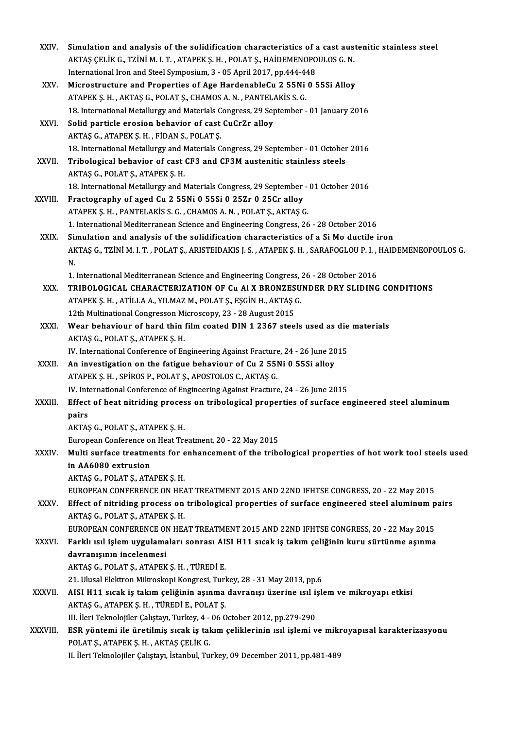XXIV. **Simulation and analysis of the solidification characteristics of a cast austenitic stainless steel**
AKTAŞ ÇELİK G., TZİNİ M. I. T. , ATAPEK Ş. H. , POLAT Ş., HAİDEMENOPOULOS G. N.
International Iron and Steel Symposium, 3 - 05 April 2017, pp.444-448

XXV. **Microstructure and Properties of Age HardenableCu 2 55Ni 0 55Si Alloy**
ATAPEK Ş. H. , AKTAŞ G., POLAT Ş., CHAMOS A. N. , PANTELAKİS S. G.
18. International Metallurgy and Materials Congress, 29 September - 01 January 2016

XXVI. **Solid particle erosion behavior of cast CuCrZr alloy**
AKTAŞ G., ATAPEK Ş. H. , FİDAN S., POLAT Ş.
18. International Metallurgy and Materials Congress, 29 September - 01 October 2016

XXVII. **Tribological behavior of cast CF3 and CF3M austenitic stainless steels**
AKTAŞ G., POLAT Ş., ATAPEK Ş. H.
18. International Metallurgy and Materials Congress, 29 September - 01 October 2016

XXVIII. **Fractography of aged Cu 2 55Ni 0 55Si 0 25Zr 0 25Cr alloy**
ATAPEK Ş. H. , PANTELAKİS S. G. , CHAMOS A. N. , POLAT Ş., AKTAŞ G.
1. International Mediterranean Science and Engineering Congress, 26 - 28 October 2016

XXIX. **Simulation and analysis of the solidification characteristics of a Si Mo ductile iron**
AKTAŞ G., TZİNİ M. I. T. , POLAT Ş., ARISTEIDAKIS J. S. , ATAPEK Ş. H. , SARAFOGLOU P. I. , HAIDEMENEOPOULOS G. N.
1. International Mediterranean Science and Engineering Congress, 26 - 28 October 2016

XXX. **TRIBOLOGICAL CHARACTERIZATION OF Cu Al X BRONZESUNDER DRY SLIDING CONDITIONS**
ATAPEK Ş. H. , ATİLLA A., YILMAZ M., POLAT Ş., EŞGİN H., AKTAŞ G.
12th Multinational Congresson Microscopy, 23 - 28 August 2015

XXXI. **Wear behaviour of hard thin film coated DIN 1 2367 steels used as die materials**
AKTAŞ G., POLAT Ş., ATAPEK Ş. H.
IV. International Conference of Engineering Against Fracture, 24 - 26 June 2015

XXXII. **An investigation on the fatigue behaviour of Cu 2 55Ni 0 55Si alloy**
ATAPEK Ş. H. , SPİROS P., POLAT Ş., APOSTOLOS C., AKTAŞ G.
IV. International Conference of Engineering Against Fracture, 24 - 26 June 2015

XXXIII. **Effect of heat nitriding process on tribological properties of surface engineered steel aluminum pairs**
AKTAŞ G., POLAT Ş., ATAPEK Ş. H.
European Conference on Heat Treatment, 20 - 22 May 2015

XXXIV. **Multi surface treatments for enhancement of the tribological properties of hot work tool steels used in AA6080 extrusion**
AKTAŞ G., POLAT Ş., ATAPEK Ş. H.
EUROPEAN CONFERENCE ON HEAT TREATMENT 2015 AND 22ND IFHTSE CONGRESS, 20 - 22 May 2015

XXXV. **Effect of nitriding process on tribological properties of surface engineered steel aluminum pairs**
AKTAŞ G., POLAT Ş., ATAPEK Ş. H.
EUROPEAN CONFERENCE ON HEAT TREATMENT 2015 AND 22ND IFHTSE CONGRESS, 20 - 22 May 2015

XXXVI. **Farklı ısıl işlem uygulamaları sonrası AISI H11 sıcak iş takım çeliğinin kuru sürtünme aşınma davranışının incelenmesi**
AKTAŞ G., POLAT Ş., ATAPEK Ş. H. , TÜREDİ E.
21. Ulusal Elektron Mikroskopi Kongresi, Turkey, 28 - 31 May 2013, pp.6

XXXVII. **AISI H11 sıcak iş takım çeliğinin aşınma davranışı üzerine ısıl işlem ve mikroyapı etkisi**
AKTAŞ G., ATAPEK Ş. H. , TÜREDİ E., POLAT Ş.
III. İleri Teknolojiler Çalıştayı, Turkey, 4 - 06 October 2012, pp.279-290

XXXVIII. **ESR yöntemi ile üretilmiş sıcak iş takım çeliklerinin ısıl işlemi ve mikroyapısal karakterizasyonu**
POLAT Ş., ATAPEK Ş. H. , AKTAŞ ÇELİK G.
II. İleri Teknolojiler Çalıştayı, İstanbul, Turkey, 09 December 2011, pp.481-489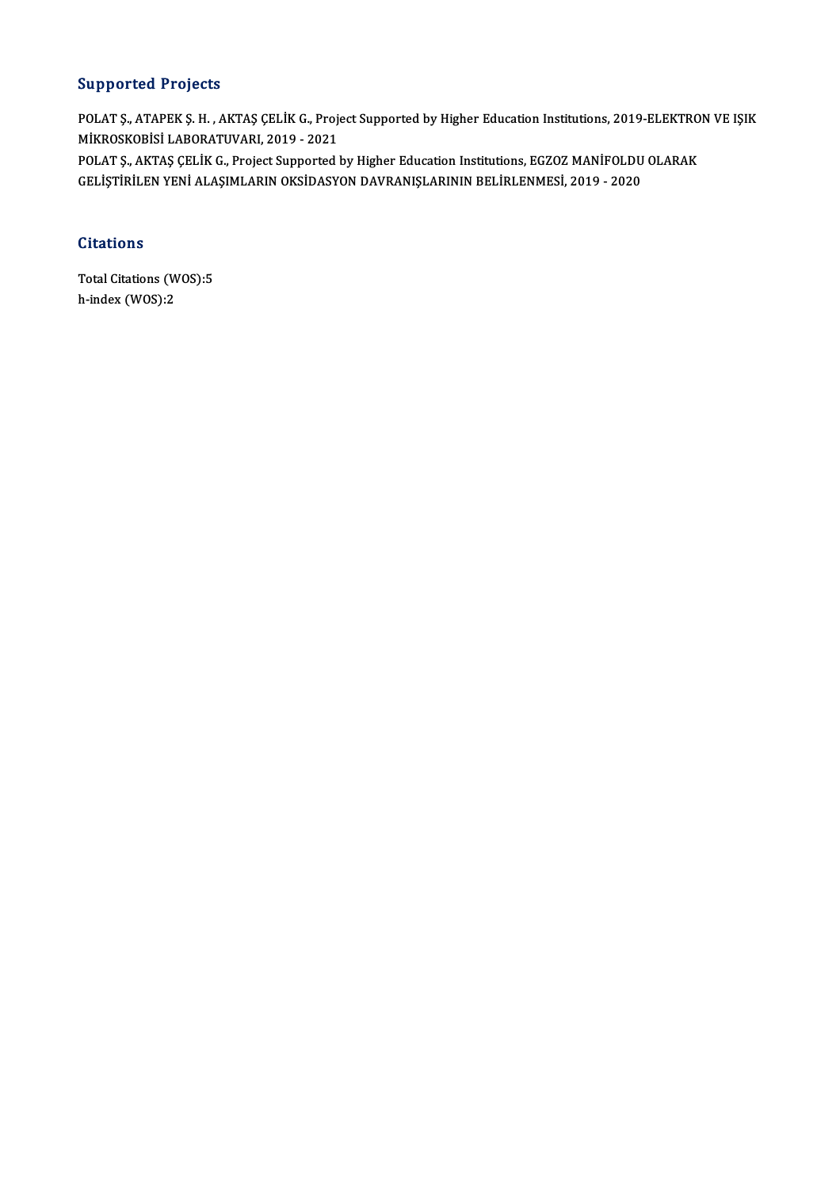## Supported Projects

POLAT Ş., ATAPEK Ş. H. , AKTAŞ ÇELİK G., Project Supported by Higher Education Institutions, 2019-ELEKTRON VE IŞIK MİKROSKOBİSİ LABORATUVARI, 2019 - 2021

POLAT Ş., AKTAŞ ÇELİK G., Project Supported by Higher Education Institutions, EGZOZ MANİFOLDU OLARAK GELİŞTİRİLEN YENİ ALAŞIMLARIN OKSİDASYON DAVRANIŞLARININ BELİRLENMESİ, 2019 - 2020

## Citations

Total Citations (WOS):5
h-index (WOS):2